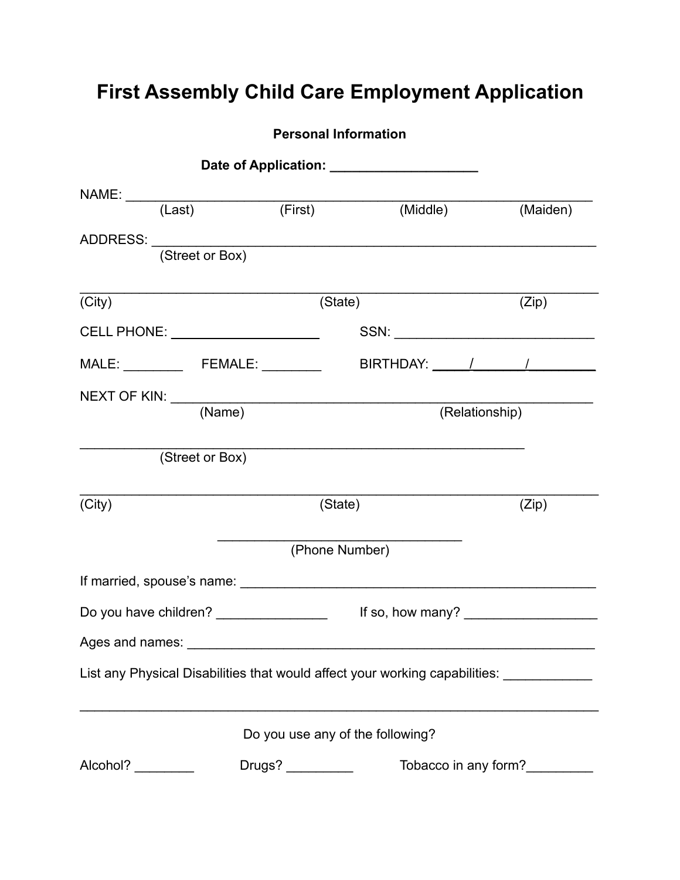# First Assembly Child Care Employment Application

**Personal Information**

**Date of Application: ____________________**

NAME: ______________________________________________________________
(Last) (First) (Middle) (Maiden)

ADDRESS: ___________________________________________________________
(Street or Box)

____________________________________________________________________
(City) (State) (Zip)

CELL PHONE: _____________________ SSN: ___________________________

MALE: ________ FEMALE: ________ BIRTHDAY: _____/_______/_________

NEXT OF KIN: ________________________________________________________
(Name) (Relationship)

_________________________________________________________
(Street or Box)

____________________________________________________________________
(City) (State) (Zip)

________________________________
(Phone Number)

If married, spouse's name: _______________________________________________

Do you have children? _______________ If so, how many? __________________

Ages and names: _______________________________________________________

List any Physical Disabilities that would affect your working capabilities: ____________

____________________________________________________________________

Do you use any of the following?

Alcohol? ________ Drugs? _________ Tobacco in any form?_________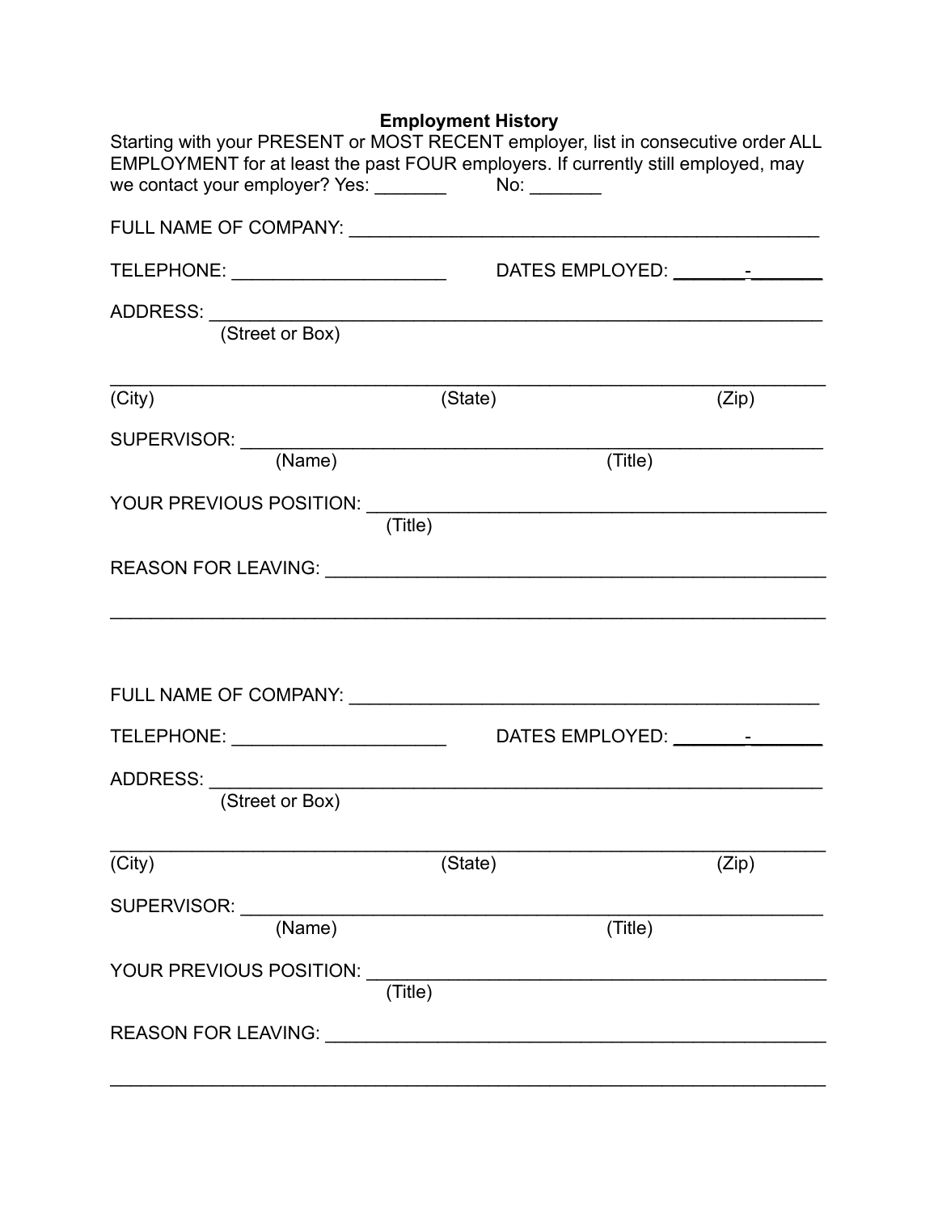## Employment History

Starting with your PRESENT or MOST RECENT employer, list in consecutive order ALL EMPLOYMENT for at least the past FOUR employers. If currently still employed, may we contact your employer? Yes: _______ No: _______

FULL NAME OF COMPANY: ______________________________________________

TELEPHONE: ____________________ DATES EMPLOYED: _______-_______

ADDRESS: __________________________________________________________
(Street or Box)

___________________________________________________________________
(City) (State) (Zip)

SUPERVISOR: _______________________________________________________
(Name) (Title)

YOUR PREVIOUS POSITION: ____________________________________________
(Title)

REASON FOR LEAVING: ________________________________________________

___________________________________________________________________

FULL NAME OF COMPANY: ______________________________________________

TELEPHONE: ____________________ DATES EMPLOYED: _______-_______

ADDRESS: __________________________________________________________
(Street or Box)

___________________________________________________________________
(City) (State) (Zip)

SUPERVISOR: _______________________________________________________
(Name) (Title)

YOUR PREVIOUS POSITION: ____________________________________________
(Title)

REASON FOR LEAVING: ________________________________________________

___________________________________________________________________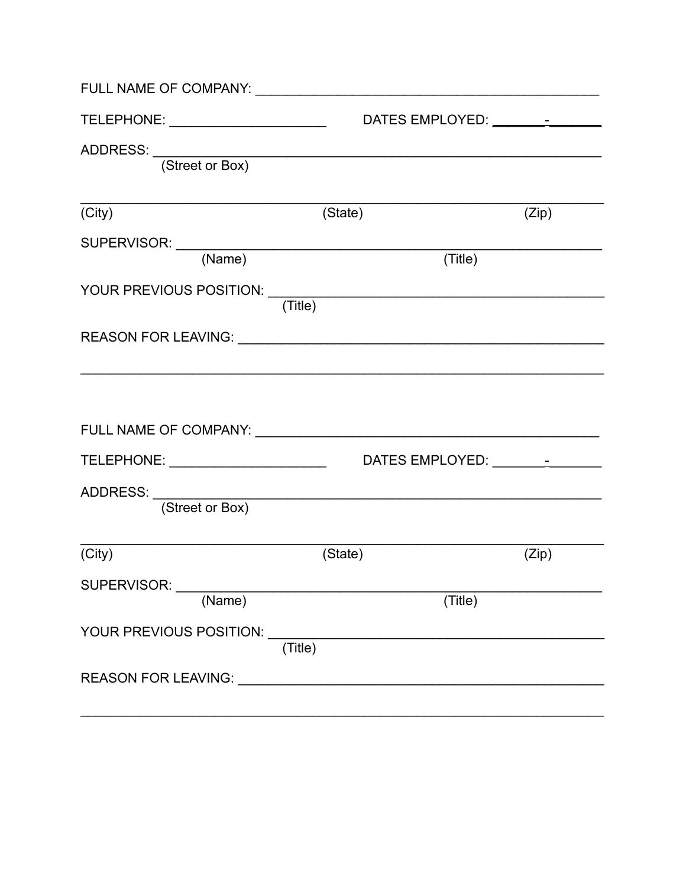FULL NAME OF COMPANY: ______________________________________________

TELEPHONE: _____________________ DATES EMPLOYED: _______-_______

ADDRESS: ____________________________________________________________
(Street or Box)

_____________________________________________________________________
(City) (State) (Zip)

SUPERVISOR: _________________________________________________________
(Name) (Title)

YOUR PREVIOUS POSITION: _____________________________________________
(Title)

REASON FOR LEAVING: _________________________________________________

_____________________________________________________________________

FULL NAME OF COMPANY: ______________________________________________

TELEPHONE: _____________________ DATES EMPLOYED: _______-_______

ADDRESS: ____________________________________________________________
(Street or Box)

_____________________________________________________________________
(City) (State) (Zip)

SUPERVISOR: _________________________________________________________
(Name) (Title)

YOUR PREVIOUS POSITION: _____________________________________________
(Title)

REASON FOR LEAVING: _________________________________________________

_____________________________________________________________________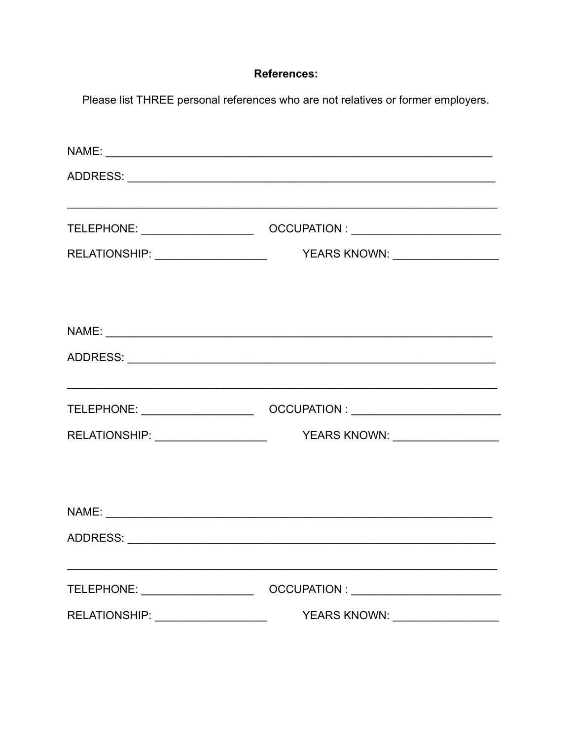**References:**

Please list THREE personal references who are not relatives or former employers.

NAME: ______________________________________________________________

ADDRESS: ___________________________________________________________

____________________________________________________________________

TELEPHONE: __________________ OCCUPATION : ________________________

RELATIONSHIP: __________________ YEARS KNOWN: ________________

NAME: ______________________________________________________________

ADDRESS: ___________________________________________________________

____________________________________________________________________

TELEPHONE: __________________ OCCUPATION : ________________________

RELATIONSHIP: __________________ YEARS KNOWN: ________________

NAME: ______________________________________________________________

ADDRESS: ___________________________________________________________

____________________________________________________________________

TELEPHONE: __________________ OCCUPATION : ________________________

RELATIONSHIP: __________________ YEARS KNOWN: ________________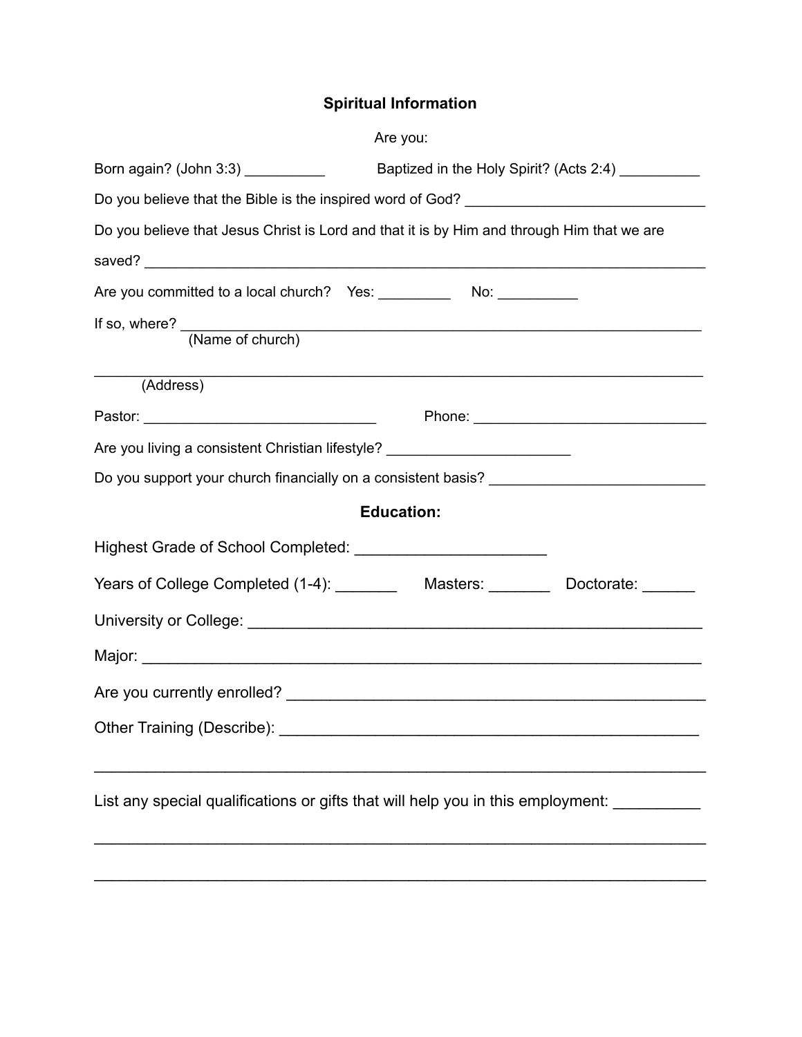## Spiritual Information

Are you:

Born again? (John 3:3) __________ Baptized in the Holy Spirit? (Acts 2:4) __________

Do you believe that the Bible is the inspired word of God? ______________________________

Do you believe that Jesus Christ is Lord and that it is by Him and through Him that we are saved? ______________________________________________________________________

Are you committed to a local church? Yes: _________ No: __________

If so, where? ____________________________________________________________________
(Name of church)

________________________________________________________________________________
(Address)

Pastor: _____________________________ Phone: _____________________________

Are you living a consistent Christian lifestyle? ______________________

Do you support your church financially on a consistent basis? __________________________

## Education:

Highest Grade of School Completed: ______________________

Years of College Completed (1-4): _______ Masters: _______ Doctorate: ______

University or College: _______________________________________________________

Major: _________________________________________________________________

Are you currently enrolled? ___________________________________________________

Other Training (Describe): ___________________________________________________

________________________________________________________________________________

List any special qualifications or gifts that will help you in this employment: __________

________________________________________________________________________________

________________________________________________________________________________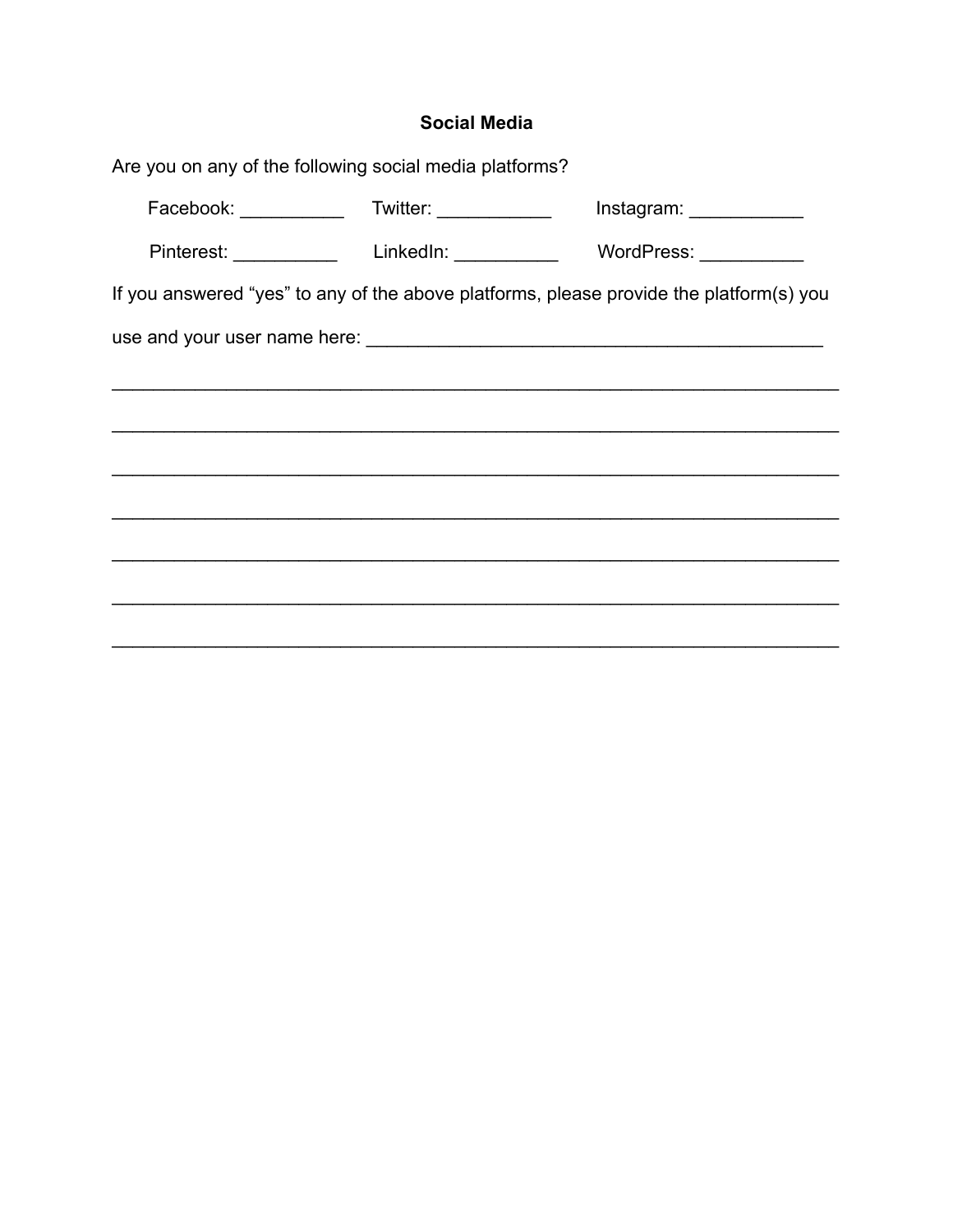**Social Media**

Are you on any of the following social media platforms?

Facebook: __________ Twitter: ___________ Instagram: ___________

Pinterest: __________ LinkedIn: __________ WordPress: __________

If you answered “yes” to any of the above platforms, please provide the platform(s) you use and your user name here: _____________________________________________

_____________________________________________________________________

_____________________________________________________________________

_____________________________________________________________________

_____________________________________________________________________

_____________________________________________________________________

_____________________________________________________________________

_____________________________________________________________________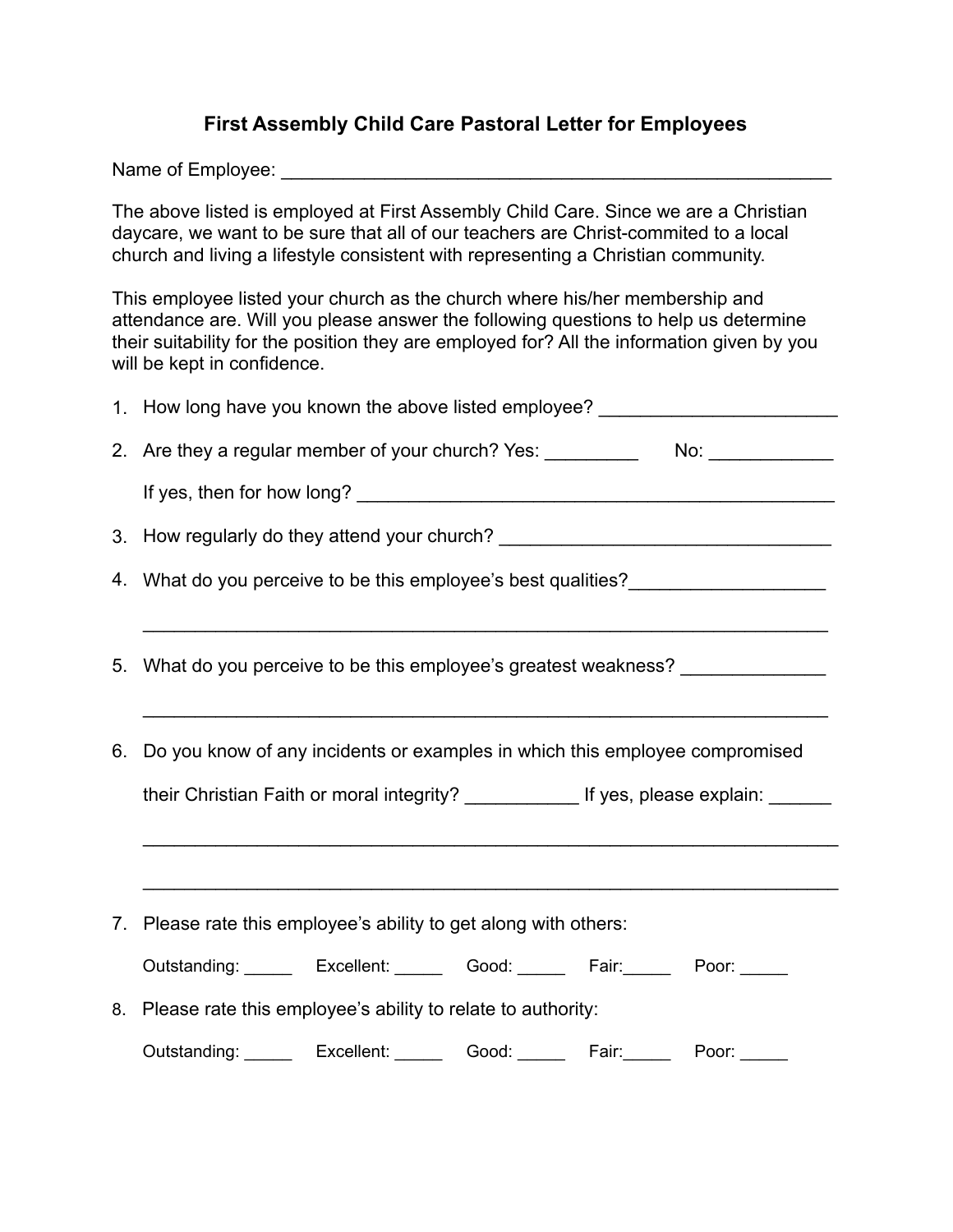# First Assembly Child Care Pastoral Letter for Employees

Name of Employee: _______________________________________________________

The above listed is employed at First Assembly Child Care. Since we are a Christian daycare, we want to be sure that all of our teachers are Christ-commited to a local church and living a lifestyle consistent with representing a Christian community.

This employee listed your church as the church where his/her membership and attendance are. Will you please answer the following questions to help us determine their suitability for the position they are employed for? All the information given by you will be kept in confidence.

1. How long have you known the above listed employee? _______________________
2. Are they a regular member of your church? Yes: _________ No: ____________

   If yes, then for how long? _______________________________________________
3. How regularly do they attend your church? ________________________________
4. What do you perceive to be this employee's best qualities?___________________

   _________________________________________________________________
5. What do you perceive to be this employee's greatest weakness? ______________

   _________________________________________________________________
6. Do you know of any incidents or examples in which this employee compromised

   their Christian Faith or moral integrity? ___________ If yes, please explain: ______

   __________________________________________________________________

   __________________________________________________________________
7. Please rate this employee's ability to get along with others:

   Outstanding: _____ Excellent: _____ Good: _____ Fair:_____ Poor: _____
8. Please rate this employee's ability to relate to authority:

   Outstanding: _____ Excellent: _____ Good: _____ Fair:_____ Poor: _____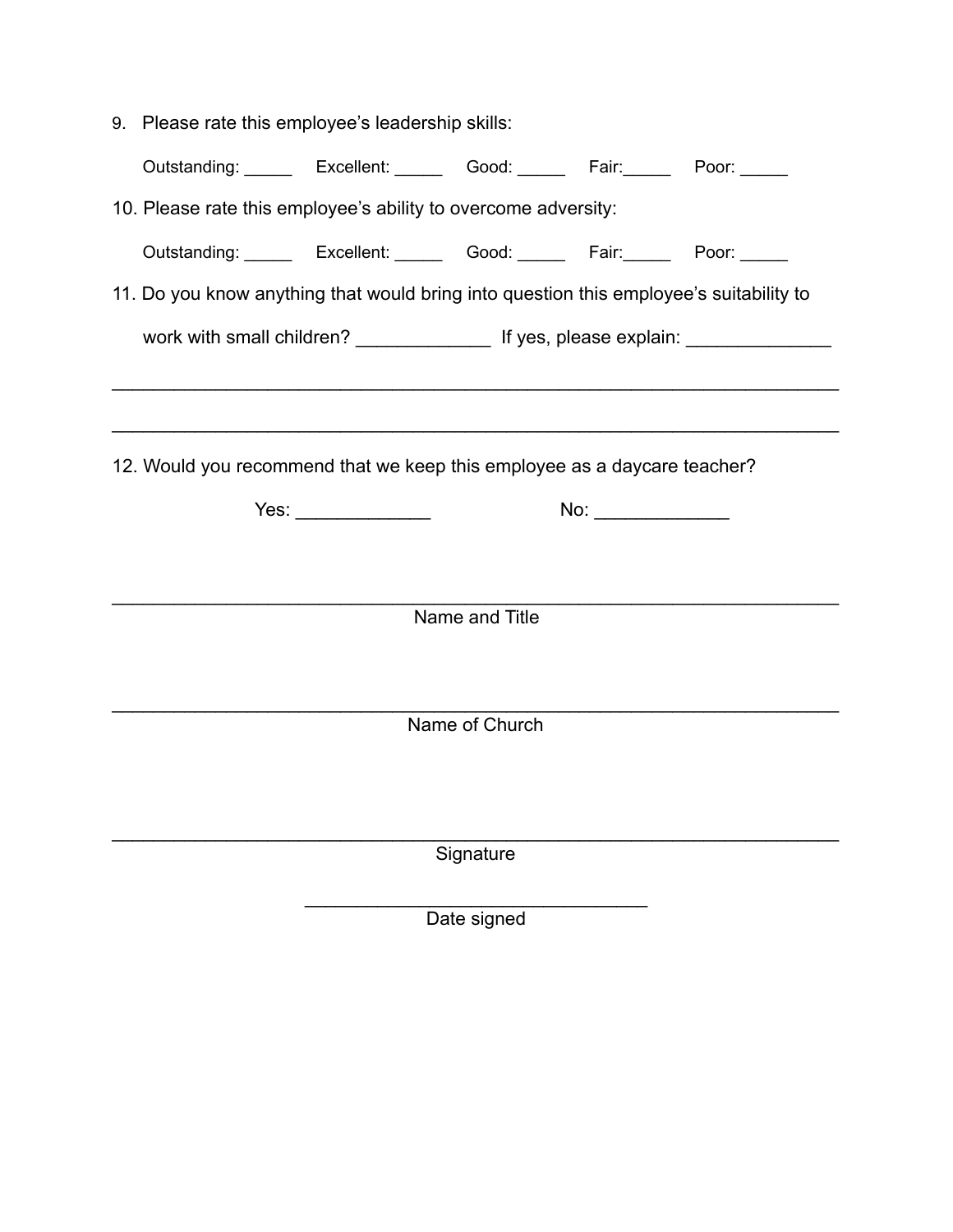9. Please rate this employee's leadership skills:

   Outstanding: _____ Excellent: _____ Good: _____ Fair:_____ Poor: _____

10. Please rate this employee's ability to overcome adversity:

    Outstanding: _____ Excellent: _____ Good: _____ Fair:_____ Poor: _____

11. Do you know anything that would bring into question this employee's suitability to work with small children? _____________ If yes, please explain: ______________

_____________________________________________________________________

_____________________________________________________________________

12. Would you recommend that we keep this employee as a daycare teacher?

    Yes: _____________ No: _____________

_____________________________________________________________________

Name and Title

_____________________________________________________________________

Name of Church

_____________________________________________________________________

Signature

________________________________

Date signed